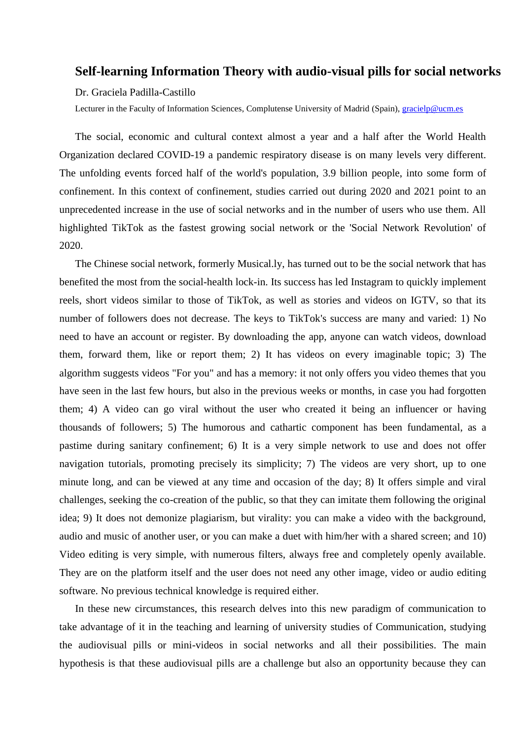# Self-learning Information Theory with audio-visual pills for social networks

Dr. Graciela Padilla-Castillo

Lecturer in the Faculty of Information Sciences, Complutense University of Madrid (Spain), gracielp@ucm.es

The social, economic and cultural context almost a year and a half after the World Health Organization declared COVID-19 a pandemic respiratory disease is on many levels very different. The unfolding events forced half of the world's population, 3.9 billion people, into some form of confinement. In this context of confinement, studies carried out during 2020 and 2021 point to an unprecedented increase in the use of social networks and in the number of users who use them. All highlighted TikTok as the fastest growing social network or the 'Social Network Revolution' of 2020.

The Chinese social network, formerly Musical.ly, has turned out to be the social network that has benefited the most from the social-health lock-in. Its success has led Instagram to quickly implement reels, short videos similar to those of TikTok, as well as stories and videos on IGTV, so that its number of followers does not decrease. The keys to TikTok's success are many and varied: 1) No need to have an account or register. By downloading the app, anyone can watch videos, download them, forward them, like or report them; 2) It has videos on every imaginable topic; 3) The algorithm suggests videos "For you" and has a memory: it not only offers you video themes that you have seen in the last few hours, but also in the previous weeks or months, in case you had forgotten them; 4) A video can go viral without the user who created it being an influencer or having thousands of followers; 5) The humorous and cathartic component has been fundamental, as a pastime during sanitary confinement; 6) It is a very simple network to use and does not offer navigation tutorials, promoting precisely its simplicity; 7) The videos are very short, up to one minute long, and can be viewed at any time and occasion of the day; 8) It offers simple and viral challenges, seeking the co-creation of the public, so that they can imitate them following the original idea; 9) It does not demonize plagiarism, but virality: you can make a video with the background, audio and music of another user, or you can make a duet with him/her with a shared screen; and 10) Video editing is very simple, with numerous filters, always free and completely openly available. They are on the platform itself and the user does not need any other image, video or audio editing software. No previous technical knowledge is required either.

In these new circumstances, this research delves into this new paradigm of communication to take advantage of it in the teaching and learning of university studies of Communication, studying the audiovisual pills or mini-videos in social networks and all their possibilities. The main hypothesis is that these audiovisual pills are a challenge but also an opportunity because they can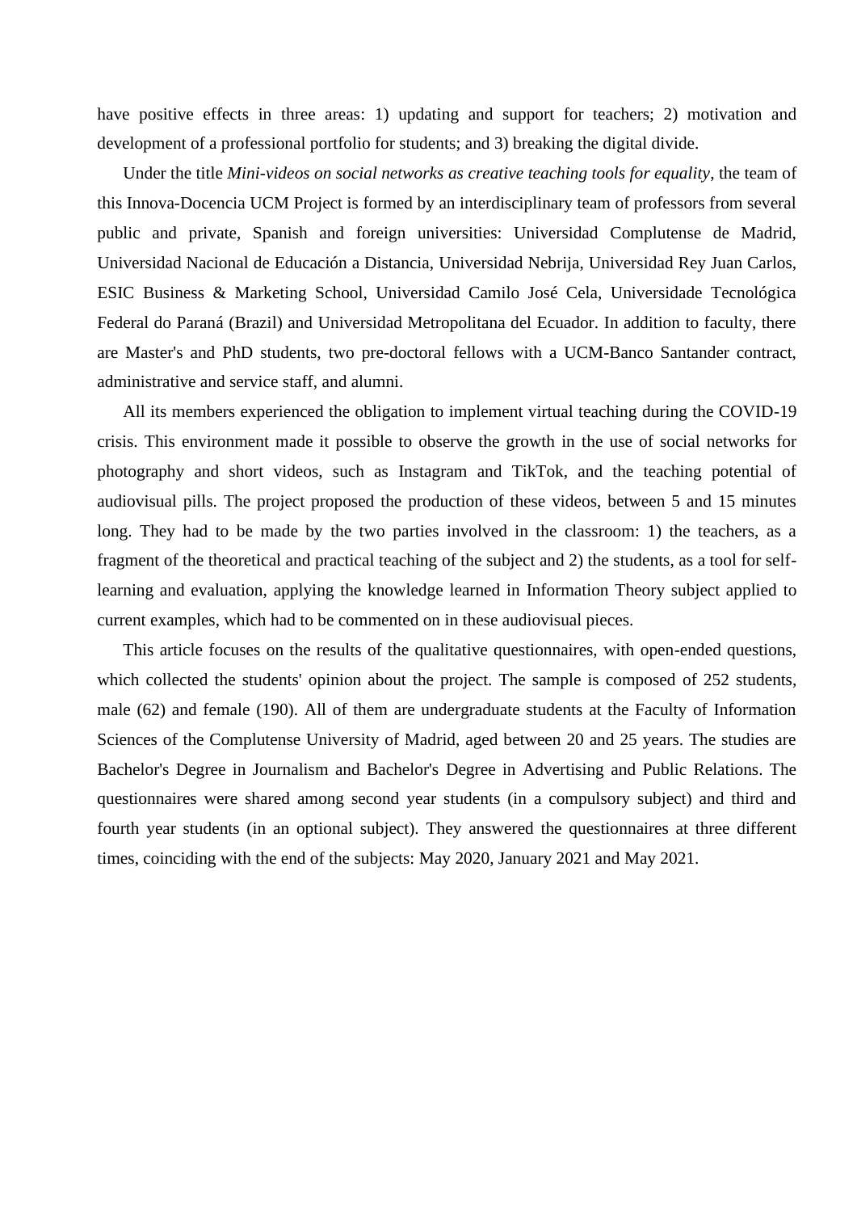have positive effects in three areas: 1) updating and support for teachers; 2) motivation and development of a professional portfolio for students; and 3) breaking the digital divide.

Under the title *Mini-videos on social networks as creative teaching tools for equality*, the team of this Innova-Docencia UCM Project is formed by an interdisciplinary team of professors from several public and private, Spanish and foreign universities: Universidad Complutense de Madrid, Universidad Nacional de Educación a Distancia, Universidad Nebrija, Universidad Rey Juan Carlos, ESIC Business & Marketing School, Universidad Camilo José Cela, Universidade Tecnológica Federal do Paraná (Brazil) and Universidad Metropolitana del Ecuador. In addition to faculty, there are Master's and PhD students, two pre-doctoral fellows with a UCM-Banco Santander contract, administrative and service staff, and alumni.

All its members experienced the obligation to implement virtual teaching during the COVID-19 crisis. This environment made it possible to observe the growth in the use of social networks for photography and short videos, such as Instagram and TikTok, and the teaching potential of audiovisual pills. The project proposed the production of these videos, between 5 and 15 minutes long. They had to be made by the two parties involved in the classroom: 1) the teachers, as a fragment of the theoretical and practical teaching of the subject and 2) the students, as a tool for self-learning and evaluation, applying the knowledge learned in Information Theory subject applied to current examples, which had to be commented on in these audiovisual pieces.

This article focuses on the results of the qualitative questionnaires, with open-ended questions, which collected the students' opinion about the project. The sample is composed of 252 students, male (62) and female (190). All of them are undergraduate students at the Faculty of Information Sciences of the Complutense University of Madrid, aged between 20 and 25 years. The studies are Bachelor's Degree in Journalism and Bachelor's Degree in Advertising and Public Relations. The questionnaires were shared among second year students (in a compulsory subject) and third and fourth year students (in an optional subject). They answered the questionnaires at three different times, coinciding with the end of the subjects: May 2020, January 2021 and May 2021.